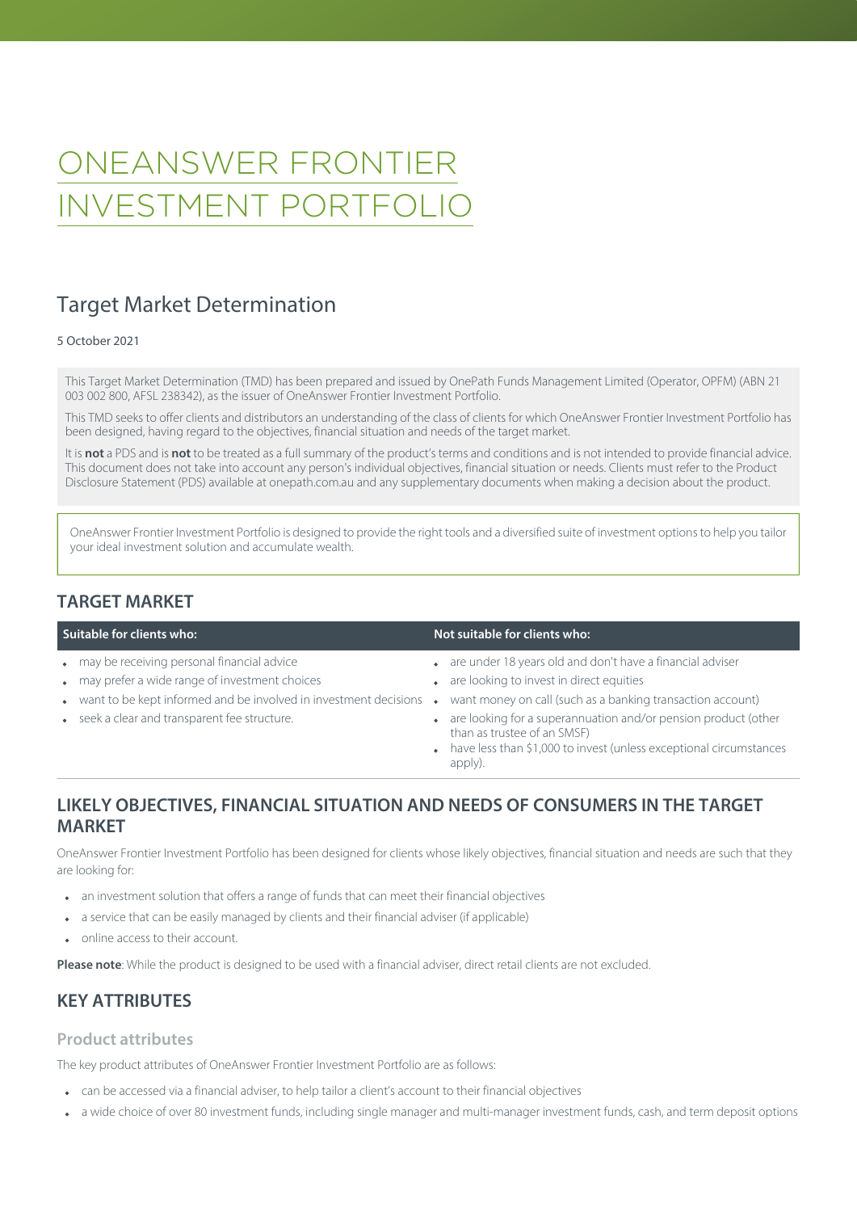# ONEANSWER FRONTIER INVESTMENT PORTFOLIO

## Target Market Determination

5 October 2021

This Target Market Determination (TMD) has been prepared and issued by OnePath Funds Management Limited (Operator, OPFM) (ABN 21 003 002 800, AFSL 238342), as the issuer of OneAnswer Frontier Investment Portfolio.

This TMD seeks to offer clients and distributors an understanding of the class of clients for which OneAnswer Frontier Investment Portfolio has been designed, having regard to the objectives, financial situation and needs of the target market.

It is **not** a PDS and is **not** to be treated as a full summary of the product's terms and conditions and is not intended to provide financial advice. This document does not take into account any person's individual objectives, financial situation or needs. Clients must refer to the Product Disclosure Statement (PDS) available at onepath.com.au and any supplementary documents when making a decision about the product.

OneAnswer Frontier Investment Portfolio is designed to provide the right tools and a diversified suite of investment options to help you tailor your ideal investment solution and accumulate wealth.

## TARGET MARKET

| Suitable for clients who: | Not suitable for clients who: |
|---|---|
| • may be receiving personal financial advice<br>• may prefer a wide range of investment choices<br>• want to be kept informed and be involved in investment decisions<br>• seek a clear and transparent fee structure. | • are under 18 years old and don't have a financial adviser<br>• are looking to invest in direct equities<br>• want money on call (such as a banking transaction account)<br>• are looking for a superannuation and/or pension product (other than as trustee of an SMSF)<br>• have less than $1,000 to invest (unless exceptional circumstances apply). |

## LIKELY OBJECTIVES, FINANCIAL SITUATION AND NEEDS OF CONSUMERS IN THE TARGET MARKET

OneAnswer Frontier Investment Portfolio has been designed for clients whose likely objectives, financial situation and needs are such that they are looking for:

- an investment solution that offers a range of funds that can meet their financial objectives
- a service that can be easily managed by clients and their financial adviser (if applicable)
- online access to their account.

**Please note**: While the product is designed to be used with a financial adviser, direct retail clients are not excluded.

## KEY ATTRIBUTES

### Product attributes

The key product attributes of OneAnswer Frontier Investment Portfolio are as follows:

- can be accessed via a financial adviser, to help tailor a client's account to their financial objectives
- a wide choice of over 80 investment funds, including single manager and multi-manager investment funds, cash, and term deposit options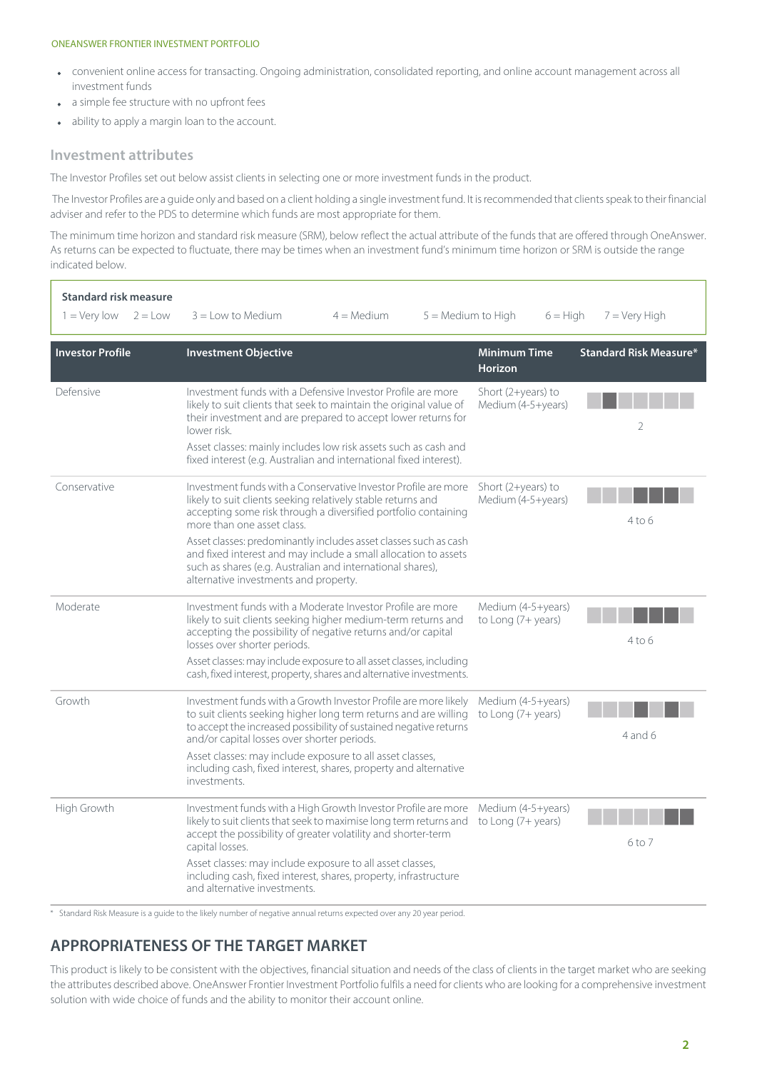- convenient online access for transacting. Ongoing administration, consolidated reporting, and online account management across all investment funds
- a simple fee structure with no upfront fees
- ability to apply a margin loan to the account.

## Investment attributes

The Investor Profiles set out below assist clients in selecting one or more investment funds in the product.

The Investor Profiles are a guide only and based on a client holding a single investment fund. It is recommended that clients speak to their financial adviser and refer to the PDS to determine which funds are most appropriate for them.

The minimum time horizon and standard risk measure (SRM), below reflect the actual attribute of the funds that are offered through OneAnswer. As returns can be expected to fluctuate, there may be times when an investment fund's minimum time horizon or SRM is outside the range indicated below.

**Standard risk measure**

1 = Very low  2 = Low  3 = Low to Medium  4 = Medium  5 = Medium to High  6 = High  7 = Very High

| Investor Profile | Investment Objective | Minimum Time Horizon | Standard Risk Measure* |
|---|---|---|---|
| Defensive | Investment funds with a Defensive Investor Profile are more likely to suit clients that seek to maintain the original value of their investment and are prepared to accept lower returns for lower risk.<br><br>Asset classes: mainly includes low risk assets such as cash and fixed interest (e.g. Australian and international fixed interest). | Short (2+years) to Medium (4-5+years) | 2 |
| Conservative | Investment funds with a Conservative Investor Profile are more likely to suit clients seeking relatively stable returns and accepting some risk through a diversified portfolio containing more than one asset class.<br><br>Asset classes: predominantly includes asset classes such as cash and fixed interest and may include a small allocation to assets such as shares (e.g. Australian and international shares), alternative investments and property. | Short (2+years) to Medium (4-5+years) | 4 to 6 |
| Moderate | Investment funds with a Moderate Investor Profile are more likely to suit clients seeking higher medium-term returns and accepting the possibility of negative returns and/or capital losses over shorter periods.<br><br>Asset classes: may include exposure to all asset classes, including cash, fixed interest, property, shares and alternative investments. | Medium (4-5+years) to Long (7+ years) | 4 to 6 |
| Growth | Investment funds with a Growth Investor Profile are more likely to suit clients seeking higher long term returns and are willing to accept the increased possibility of sustained negative returns and/or capital losses over shorter periods.<br><br>Asset classes: may include exposure to all asset classes, including cash, fixed interest, shares, property and alternative investments. | Medium (4-5+years) to Long (7+ years) | 4 and 6 |
| High Growth | Investment funds with a High Growth Investor Profile are more likely to suit clients that seek to maximise long term returns and accept the possibility of greater volatility and shorter-term capital losses.<br><br>Asset classes: may include exposure to all asset classes, including cash, fixed interest, shares, property, infrastructure and alternative investments. | Medium (4-5+years) to Long (7+ years) | 6 to 7 |

\* Standard Risk Measure is a guide to the likely number of negative annual returns expected over any 20 year period.

## APPROPRIATENESS OF THE TARGET MARKET

This product is likely to be consistent with the objectives, financial situation and needs of the class of clients in the target market who are seeking the attributes described above. OneAnswer Frontier Investment Portfolio fulfils a need for clients who are looking for a comprehensive investment solution with wide choice of funds and the ability to monitor their account online.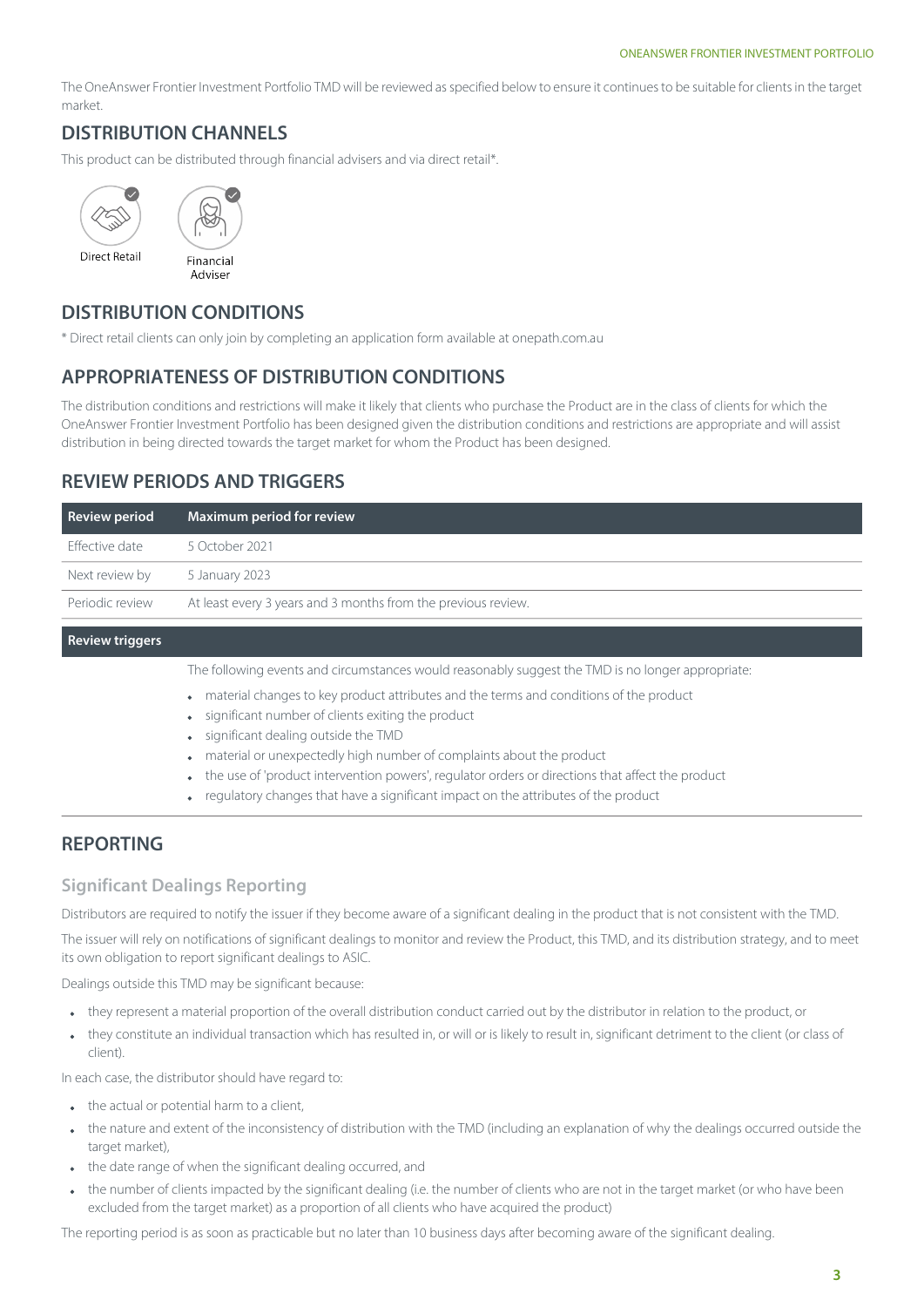The OneAnswer Frontier Investment Portfolio TMD will be reviewed as specified below to ensure it continues to be suitable for clients in the target market.

## DISTRIBUTION CHANNELS

This product can be distributed through financial advisers and via direct retail*.

Direct Retail

Financial Adviser

## DISTRIBUTION CONDITIONS

* Direct retail clients can only join by completing an application form available at onepath.com.au

## APPROPRIATENESS OF DISTRIBUTION CONDITIONS

The distribution conditions and restrictions will make it likely that clients who purchase the Product are in the class of clients for which the OneAnswer Frontier Investment Portfolio has been designed given the distribution conditions and restrictions are appropriate and will assist distribution in being directed towards the target market for whom the Product has been designed.

## REVIEW PERIODS AND TRIGGERS

| Review period | Maximum period for review |
|---|---|
| Effective date | 5 October 2021 |
| Next review by | 5 January 2023 |
| Periodic review | At least every 3 years and 3 months from the previous review. |

| Review triggers | |
|---|---|
| | The following events and circumstances would reasonably suggest the TMD is no longer appropriate:<br>• material changes to key product attributes and the terms and conditions of the product<br>• significant number of clients exiting the product<br>• significant dealing outside the TMD<br>• material or unexpectedly high number of complaints about the product<br>• the use of 'product intervention powers', regulator orders or directions that affect the product<br>• regulatory changes that have a significant impact on the attributes of the product |

## REPORTING

### Significant Dealings Reporting

Distributors are required to notify the issuer if they become aware of a significant dealing in the product that is not consistent with the TMD.

The issuer will rely on notifications of significant dealings to monitor and review the Product, this TMD, and its distribution strategy, and to meet its own obligation to report significant dealings to ASIC.

Dealings outside this TMD may be significant because:

- they represent a material proportion of the overall distribution conduct carried out by the distributor in relation to the product, or
- they constitute an individual transaction which has resulted in, or will or is likely to result in, significant detriment to the client (or class of client).

In each case, the distributor should have regard to:

- the actual or potential harm to a client,
- the nature and extent of the inconsistency of distribution with the TMD (including an explanation of why the dealings occurred outside the target market),
- the date range of when the significant dealing occurred, and
- the number of clients impacted by the significant dealing (i.e. the number of clients who are not in the target market (or who have been excluded from the target market) as a proportion of all clients who have acquired the product)

The reporting period is as soon as practicable but no later than 10 business days after becoming aware of the significant dealing.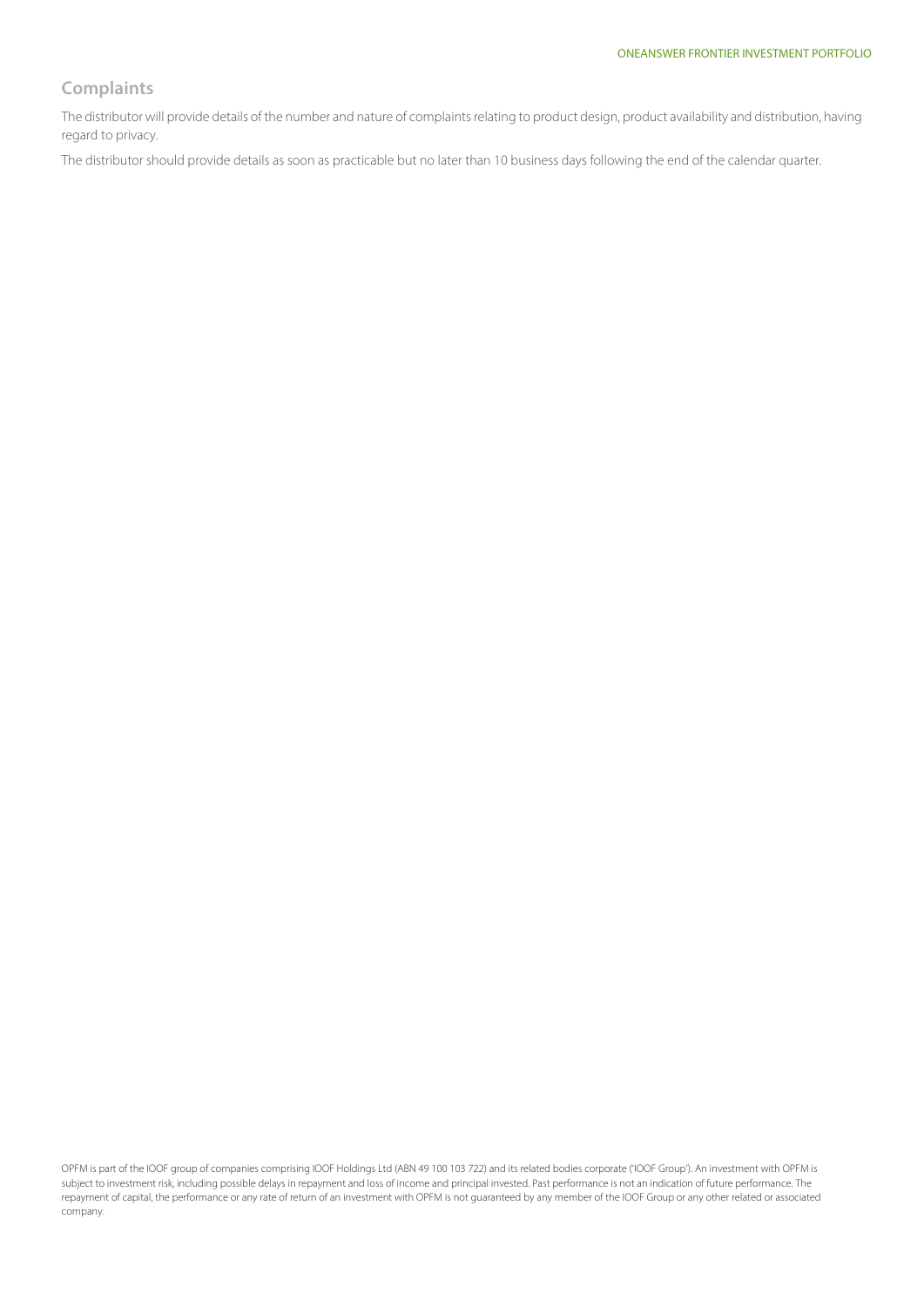## Complaints

The distributor will provide details of the number and nature of complaints relating to product design, product availability and distribution, having regard to privacy.

The distributor should provide details as soon as practicable but no later than 10 business days following the end of the calendar quarter.

OPFM is part of the IOOF group of companies comprising IOOF Holdings Ltd (ABN 49 100 103 722) and its related bodies corporate ('IOOF Group'). An investment with OPFM is subject to investment risk, including possible delays in repayment and loss of income and principal invested. Past performance is not an indication of future performance. The repayment of capital, the performance or any rate of return of an investment with OPFM is not guaranteed by any member of the IOOF Group or any other related or associated company.